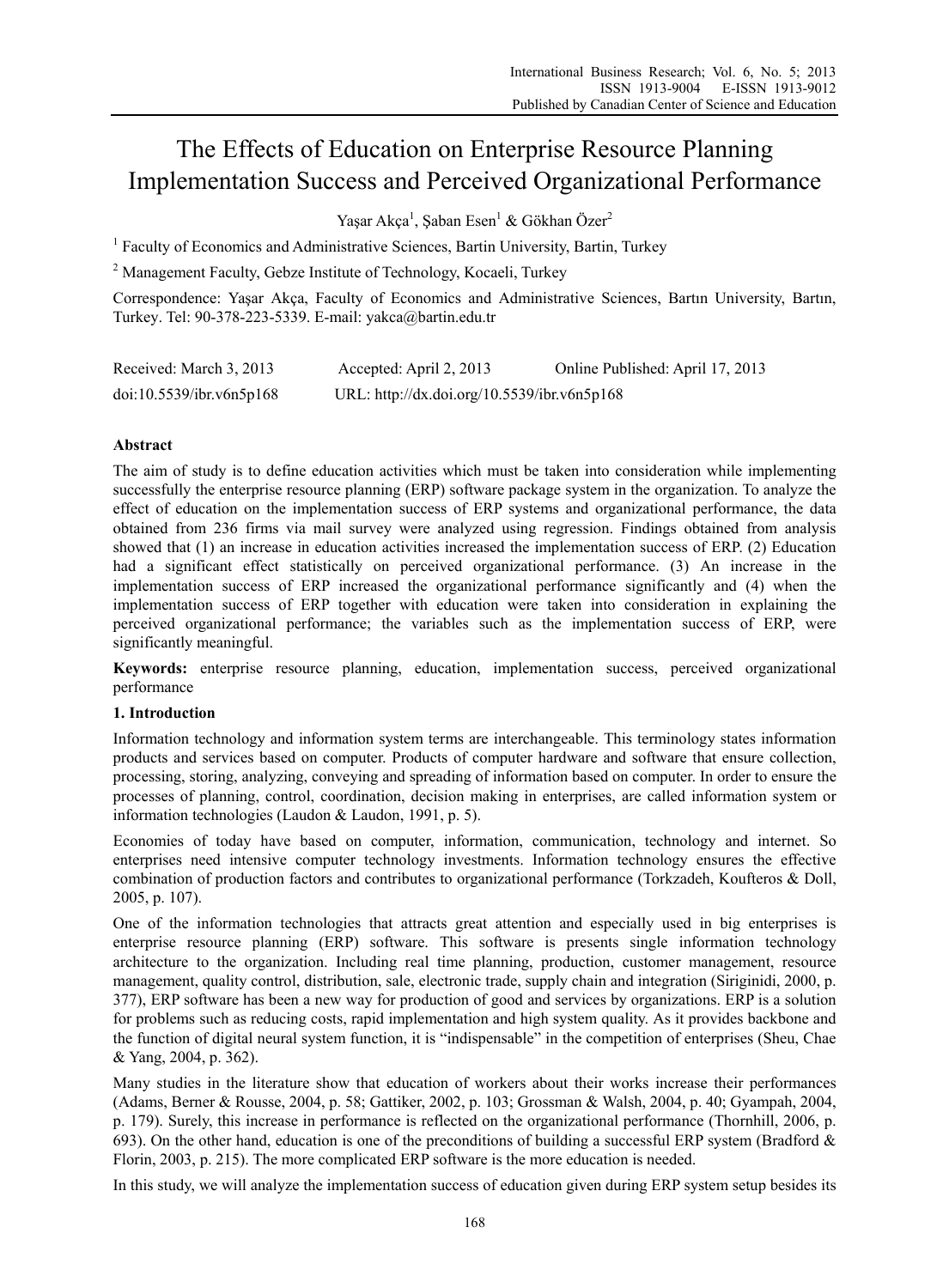# The Effects of Education on Enterprise Resource Planning Implementation Success and Perceived Organizational Performance

Yaşar Akça[1], Şaban Esen[1] & Gökhan Özer[2]

[1] Faculty of Economics and Administrative Sciences, Bartin University, Bartin, Turkey

[2] Management Faculty, Gebze Institute of Technology, Kocaeli, Turkey

Correspondence: Yaşar Akça, Faculty of Economics and Administrative Sciences, Bartın University, Bartın, Turkey. Tel: 90-378-223-5339. E-mail: yakca@bartin.edu.tr

Received: March 3, 2013  Accepted: April 2, 2013  Online Published: April 17, 2013

doi:10.5539/ibr.v6n5p168  URL: http://dx.doi.org/10.5539/ibr.v6n5p168

## Abstract

The aim of study is to define education activities which must be taken into consideration while implementing successfully the enterprise resource planning (ERP) software package system in the organization. To analyze the effect of education on the implementation success of ERP systems and organizational performance, the data obtained from 236 firms via mail survey were analyzed using regression. Findings obtained from analysis showed that (1) an increase in education activities increased the implementation success of ERP. (2) Education had a significant effect statistically on perceived organizational performance. (3) An increase in the implementation success of ERP increased the organizational performance significantly and (4) when the implementation success of ERP together with education were taken into consideration in explaining the perceived organizational performance; the variables such as the implementation success of ERP, were significantly meaningful.

**Keywords:** enterprise resource planning, education, implementation success, perceived organizational performance

## 1. Introduction

Information technology and information system terms are interchangeable. This terminology states information products and services based on computer. Products of computer hardware and software that ensure collection, processing, storing, analyzing, conveying and spreading of information based on computer. In order to ensure the processes of planning, control, coordination, decision making in enterprises, are called information system or information technologies (Laudon & Laudon, 1991, p. 5).

Economies of today have based on computer, information, communication, technology and internet. So enterprises need intensive computer technology investments. Information technology ensures the effective combination of production factors and contributes to organizational performance (Torkzadeh, Koufteros & Doll, 2005, p. 107).

One of the information technologies that attracts great attention and especially used in big enterprises is enterprise resource planning (ERP) software. This software is presents single information technology architecture to the organization. Including real time planning, production, customer management, resource management, quality control, distribution, sale, electronic trade, supply chain and integration (Siriginidi, 2000, p. 377), ERP software has been a new way for production of good and services by organizations. ERP is a solution for problems such as reducing costs, rapid implementation and high system quality. As it provides backbone and the function of digital neural system function, it is "indispensable" in the competition of enterprises (Sheu, Chae & Yang, 2004, p. 362).

Many studies in the literature show that education of workers about their works increase their performances (Adams, Berner & Rousse, 2004, p. 58; Gattiker, 2002, p. 103; Grossman & Walsh, 2004, p. 40; Gyampah, 2004, p. 179). Surely, this increase in performance is reflected on the organizational performance (Thornhill, 2006, p. 693). On the other hand, education is one of the preconditions of building a successful ERP system (Bradford & Florin, 2003, p. 215). The more complicated ERP software is the more education is needed.

In this study, we will analyze the implementation success of education given during ERP system setup besides its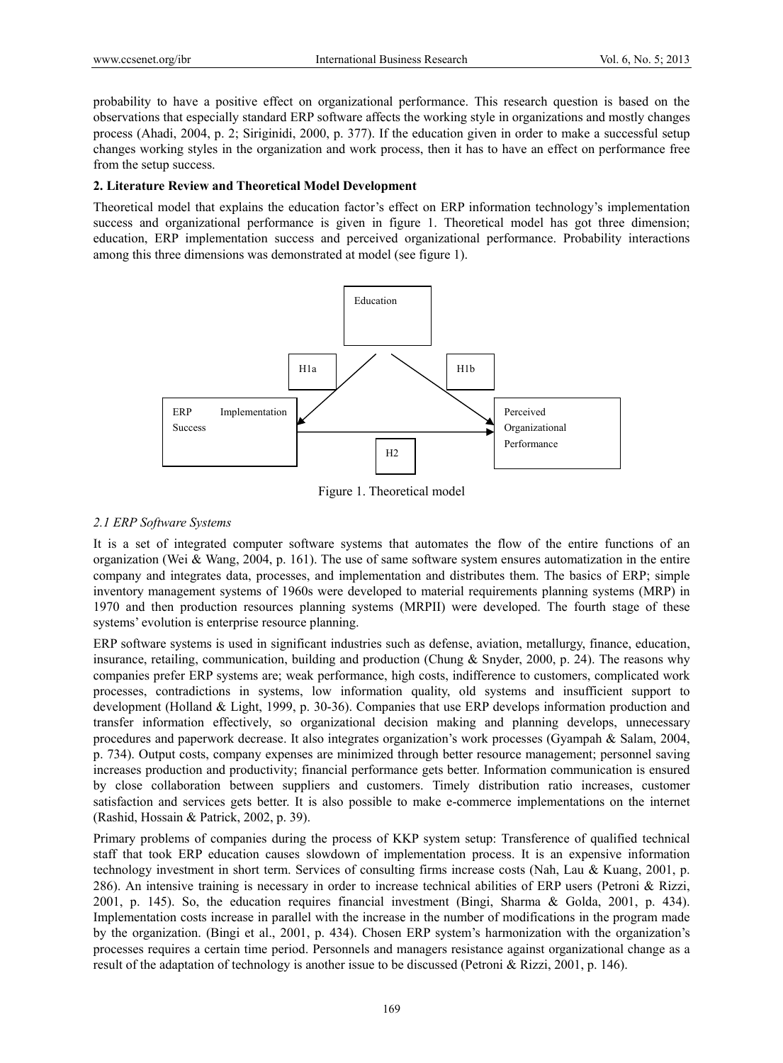probability to have a positive effect on organizational performance. This research question is based on the observations that especially standard ERP software affects the working style in organizations and mostly changes process (Ahadi, 2004, p. 2; Siriginidi, 2000, p. 377). If the education given in order to make a successful setup changes working styles in the organization and work process, then it has to have an effect on performance free from the setup success.

## 2. Literature Review and Theoretical Model Development

Theoretical model that explains the education factor's effect on ERP information technology's implementation success and organizational performance is given in figure 1. Theoretical model has got three dimension; education, ERP implementation success and perceived organizational performance. Probability interactions among this three dimensions was demonstrated at model (see figure 1).

Figure 1. Theoretical model

### *2.1 ERP Software Systems*

It is a set of integrated computer software systems that automates the flow of the entire functions of an organization (Wei & Wang, 2004, p. 161). The use of same software system ensures automatization in the entire company and integrates data, processes, and implementation and distributes them. The basics of ERP; simple inventory management systems of 1960s were developed to material requirements planning systems (MRP) in 1970 and then production resources planning systems (MRPII) were developed. The fourth stage of these systems' evolution is enterprise resource planning.

ERP software systems is used in significant industries such as defense, aviation, metallurgy, finance, education, insurance, retailing, communication, building and production (Chung & Snyder, 2000, p. 24). The reasons why companies prefer ERP systems are; weak performance, high costs, indifference to customers, complicated work processes, contradictions in systems, low information quality, old systems and insufficient support to development (Holland & Light, 1999, p. 30-36). Companies that use ERP develops information production and transfer information effectively, so organizational decision making and planning develops, unnecessary procedures and paperwork decrease. It also integrates organization's work processes (Gyampah & Salam, 2004, p. 734). Output costs, company expenses are minimized through better resource management; personnel saving increases production and productivity; financial performance gets better. Information communication is ensured by close collaboration between suppliers and customers. Timely distribution ratio increases, customer satisfaction and services gets better. It is also possible to make e-commerce implementations on the internet (Rashid, Hossain & Patrick, 2002, p. 39).

Primary problems of companies during the process of KKP system setup: Transference of qualified technical staff that took ERP education causes slowdown of implementation process. It is an expensive information technology investment in short term. Services of consulting firms increase costs (Nah, Lau & Kuang, 2001, p. 286). An intensive training is necessary in order to increase technical abilities of ERP users (Petroni & Rizzi, 2001, p. 145). So, the education requires financial investment (Bingi, Sharma & Golda, 2001, p. 434). Implementation costs increase in parallel with the increase in the number of modifications in the program made by the organization. (Bingi et al., 2001, p. 434). Chosen ERP system's harmonization with the organization's processes requires a certain time period. Personnels and managers resistance against organizational change as a result of the adaptation of technology is another issue to be discussed (Petroni & Rizzi, 2001, p. 146).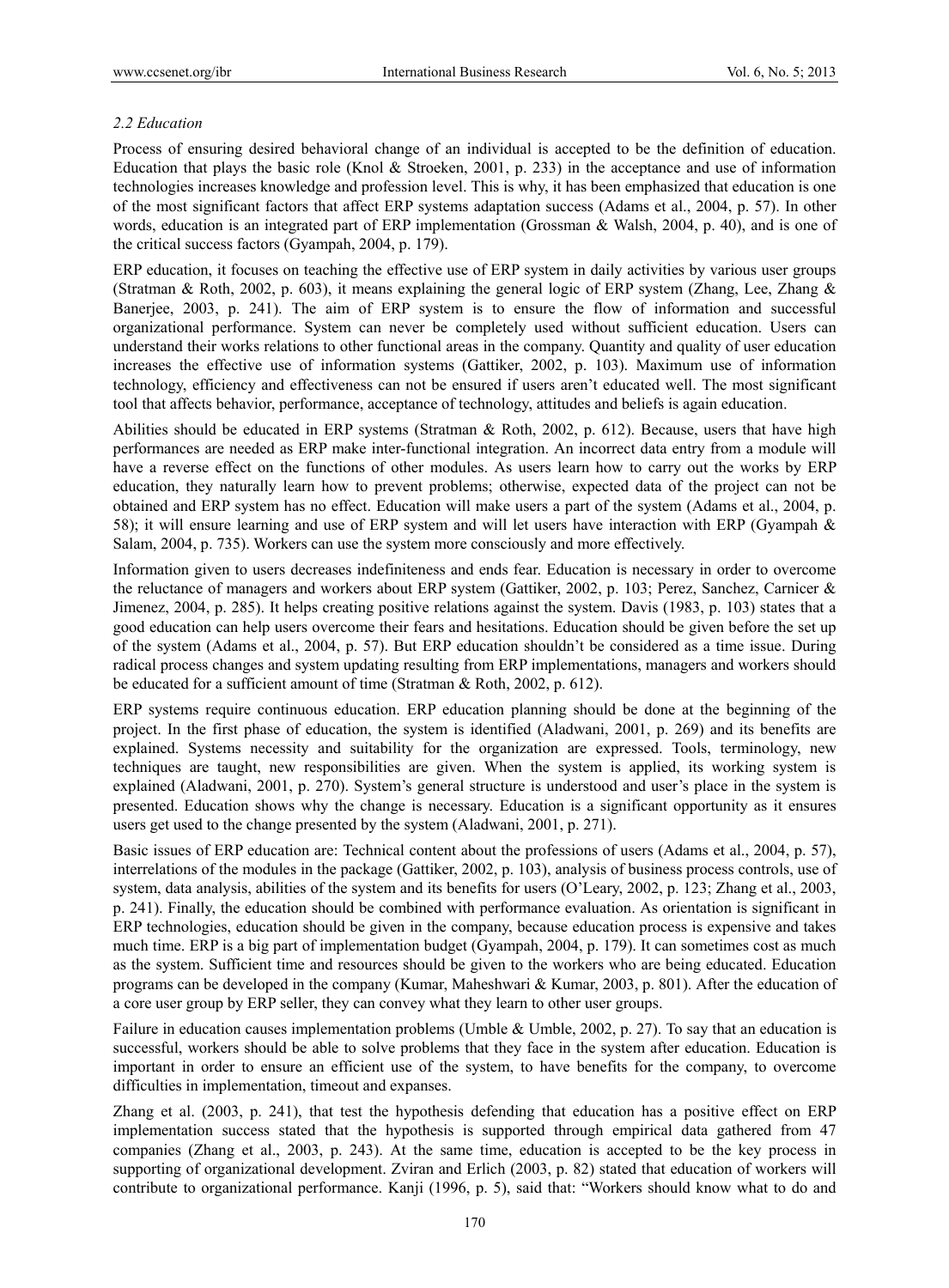### *2.2 Education*

Process of ensuring desired behavioral change of an individual is accepted to be the definition of education. Education that plays the basic role (Knol & Stroeken, 2001, p. 233) in the acceptance and use of information technologies increases knowledge and profession level. This is why, it has been emphasized that education is one of the most significant factors that affect ERP systems adaptation success (Adams et al., 2004, p. 57). In other words, education is an integrated part of ERP implementation (Grossman & Walsh, 2004, p. 40), and is one of the critical success factors (Gyampah, 2004, p. 179).

ERP education, it focuses on teaching the effective use of ERP system in daily activities by various user groups (Stratman & Roth, 2002, p. 603), it means explaining the general logic of ERP system (Zhang, Lee, Zhang & Banerjee, 2003, p. 241). The aim of ERP system is to ensure the flow of information and successful organizational performance. System can never be completely used without sufficient education. Users can understand their works relations to other functional areas in the company. Quantity and quality of user education increases the effective use of information systems (Gattiker, 2002, p. 103). Maximum use of information technology, efficiency and effectiveness can not be ensured if users aren't educated well. The most significant tool that affects behavior, performance, acceptance of technology, attitudes and beliefs is again education.

Abilities should be educated in ERP systems (Stratman & Roth, 2002, p. 612). Because, users that have high performances are needed as ERP make inter-functional integration. An incorrect data entry from a module will have a reverse effect on the functions of other modules. As users learn how to carry out the works by ERP education, they naturally learn how to prevent problems; otherwise, expected data of the project can not be obtained and ERP system has no effect. Education will make users a part of the system (Adams et al., 2004, p. 58); it will ensure learning and use of ERP system and will let users have interaction with ERP (Gyampah & Salam, 2004, p. 735). Workers can use the system more consciously and more effectively.

Information given to users decreases indefiniteness and ends fear. Education is necessary in order to overcome the reluctance of managers and workers about ERP system (Gattiker, 2002, p. 103; Perez, Sanchez, Carnicer & Jimenez, 2004, p. 285). It helps creating positive relations against the system. Davis (1983, p. 103) states that a good education can help users overcome their fears and hesitations. Education should be given before the set up of the system (Adams et al., 2004, p. 57). But ERP education shouldn't be considered as a time issue. During radical process changes and system updating resulting from ERP implementations, managers and workers should be educated for a sufficient amount of time (Stratman & Roth, 2002, p. 612).

ERP systems require continuous education. ERP education planning should be done at the beginning of the project. In the first phase of education, the system is identified (Aladwani, 2001, p. 269) and its benefits are explained. Systems necessity and suitability for the organization are expressed. Tools, terminology, new techniques are taught, new responsibilities are given. When the system is applied, its working system is explained (Aladwani, 2001, p. 270). System's general structure is understood and user's place in the system is presented. Education shows why the change is necessary. Education is a significant opportunity as it ensures users get used to the change presented by the system (Aladwani, 2001, p. 271).

Basic issues of ERP education are: Technical content about the professions of users (Adams et al., 2004, p. 57), interrelations of the modules in the package (Gattiker, 2002, p. 103), analysis of business process controls, use of system, data analysis, abilities of the system and its benefits for users (O'Leary, 2002, p. 123; Zhang et al., 2003, p. 241). Finally, the education should be combined with performance evaluation. As orientation is significant in ERP technologies, education should be given in the company, because education process is expensive and takes much time. ERP is a big part of implementation budget (Gyampah, 2004, p. 179). It can sometimes cost as much as the system. Sufficient time and resources should be given to the workers who are being educated. Education programs can be developed in the company (Kumar, Maheshwari & Kumar, 2003, p. 801). After the education of a core user group by ERP seller, they can convey what they learn to other user groups.

Failure in education causes implementation problems (Umble & Umble, 2002, p. 27). To say that an education is successful, workers should be able to solve problems that they face in the system after education. Education is important in order to ensure an efficient use of the system, to have benefits for the company, to overcome difficulties in implementation, timeout and expanses.

Zhang et al. (2003, p. 241), that test the hypothesis defending that education has a positive effect on ERP implementation success stated that the hypothesis is supported through empirical data gathered from 47 companies (Zhang et al., 2003, p. 243). At the same time, education is accepted to be the key process in supporting of organizational development. Zviran and Erlich (2003, p. 82) stated that education of workers will contribute to organizational performance. Kanji (1996, p. 5), said that: "Workers should know what to do and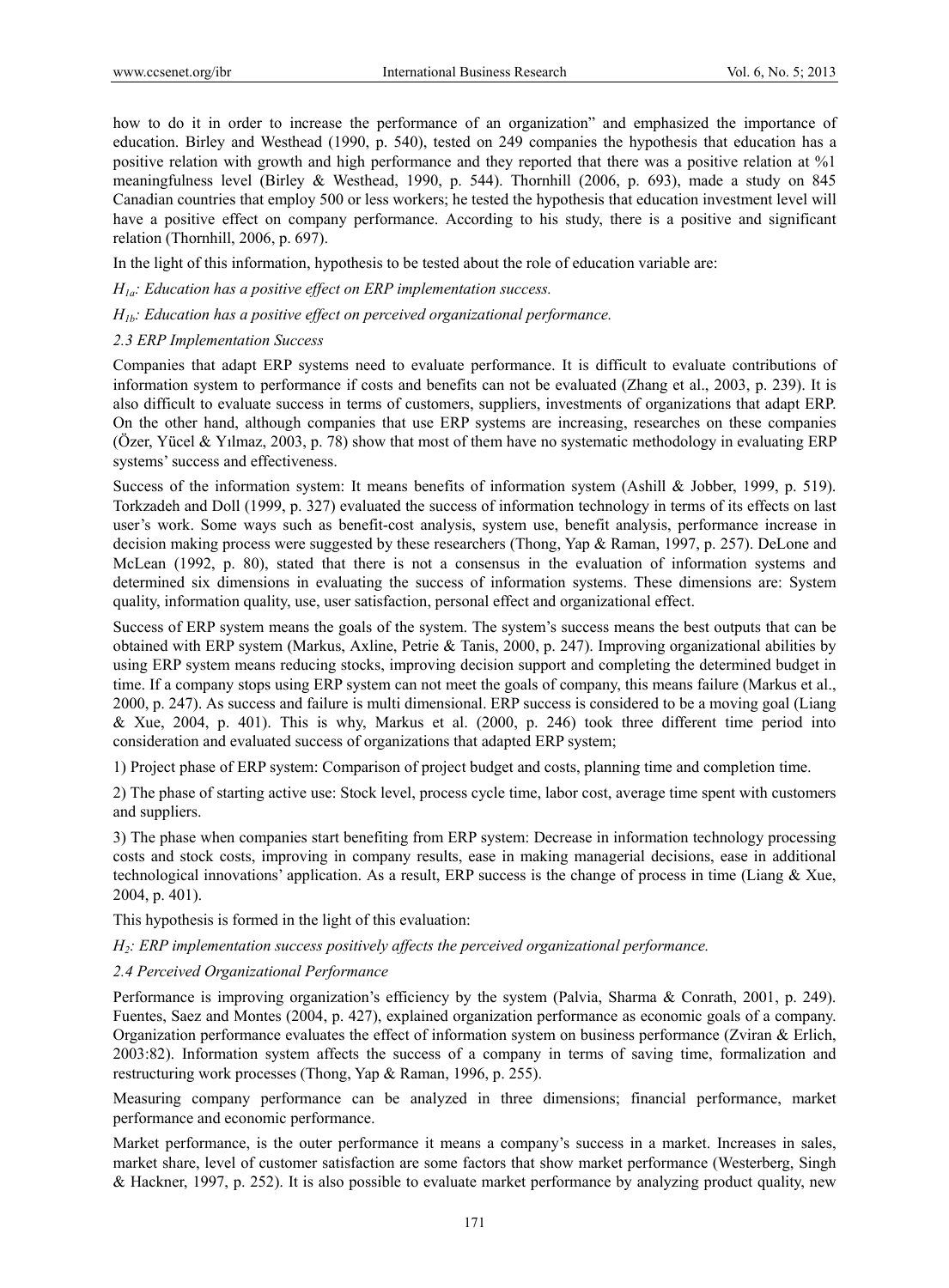how to do it in order to increase the performance of an organization" and emphasized the importance of education. Birley and Westhead (1990, p. 540), tested on 249 companies the hypothesis that education has a positive relation with growth and high performance and they reported that there was a positive relation at %1 meaningfulness level (Birley & Westhead, 1990, p. 544). Thornhill (2006, p. 693), made a study on 845 Canadian countries that employ 500 or less workers; he tested the hypothesis that education investment level will have a positive effect on company performance. According to his study, there is a positive and significant relation (Thornhill, 2006, p. 697).

In the light of this information, hypothesis to be tested about the role of education variable are:

*$H_{1a}$: Education has a positive effect on ERP implementation success.*

*$H_{1b}$: Education has a positive effect on perceived organizational performance.*

### 2.3 ERP Implementation Success

Companies that adapt ERP systems need to evaluate performance. It is difficult to evaluate contributions of information system to performance if costs and benefits can not be evaluated (Zhang et al., 2003, p. 239). It is also difficult to evaluate success in terms of customers, suppliers, investments of organizations that adapt ERP. On the other hand, although companies that use ERP systems are increasing, researches on these companies (Özer, Yücel & Yılmaz, 2003, p. 78) show that most of them have no systematic methodology in evaluating ERP systems' success and effectiveness.

Success of the information system: It means benefits of information system (Ashill & Jobber, 1999, p. 519). Torkzadeh and Doll (1999, p. 327) evaluated the success of information technology in terms of its effects on last user's work. Some ways such as benefit-cost analysis, system use, benefit analysis, performance increase in decision making process were suggested by these researchers (Thong, Yap & Raman, 1997, p. 257). DeLone and McLean (1992, p. 80), stated that there is not a consensus in the evaluation of information systems and determined six dimensions in evaluating the success of information systems. These dimensions are: System quality, information quality, use, user satisfaction, personal effect and organizational effect.

Success of ERP system means the goals of the system. The system's success means the best outputs that can be obtained with ERP system (Markus, Axline, Petrie & Tanis, 2000, p. 247). Improving organizational abilities by using ERP system means reducing stocks, improving decision support and completing the determined budget in time. If a company stops using ERP system can not meet the goals of company, this means failure (Markus et al., 2000, p. 247). As success and failure is multi dimensional. ERP success is considered to be a moving goal (Liang & Xue, 2004, p. 401). This is why, Markus et al. (2000, p. 246) took three different time period into consideration and evaluated success of organizations that adapted ERP system;

1) Project phase of ERP system: Comparison of project budget and costs, planning time and completion time.

2) The phase of starting active use: Stock level, process cycle time, labor cost, average time spent with customers and suppliers.

3) The phase when companies start benefiting from ERP system: Decrease in information technology processing costs and stock costs, improving in company results, ease in making managerial decisions, ease in additional technological innovations' application. As a result, ERP success is the change of process in time (Liang & Xue, 2004, p. 401).

This hypothesis is formed in the light of this evaluation:

*$H_2$: ERP implementation success positively affects the perceived organizational performance.*

### 2.4 Perceived Organizational Performance

Performance is improving organization's efficiency by the system (Palvia, Sharma & Conrath, 2001, p. 249). Fuentes, Saez and Montes (2004, p. 427), explained organization performance as economic goals of a company. Organization performance evaluates the effect of information system on business performance (Zviran & Erlich, 2003:82). Information system affects the success of a company in terms of saving time, formalization and restructuring work processes (Thong, Yap & Raman, 1996, p. 255).

Measuring company performance can be analyzed in three dimensions; financial performance, market performance and economic performance.

Market performance, is the outer performance it means a company's success in a market. Increases in sales, market share, level of customer satisfaction are some factors that show market performance (Westerberg, Singh & Hackner, 1997, p. 252). It is also possible to evaluate market performance by analyzing product quality, new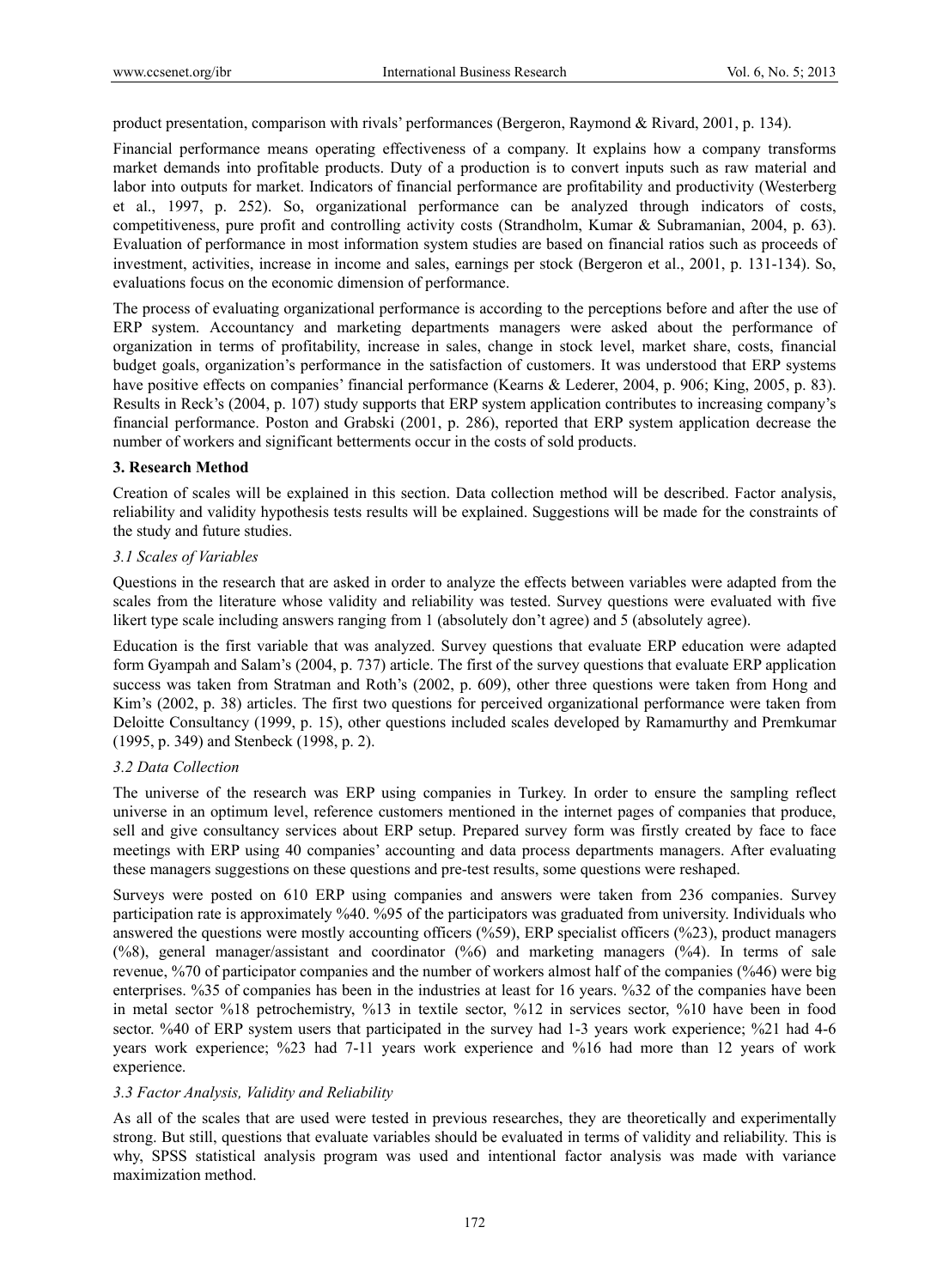product presentation, comparison with rivals' performances (Bergeron, Raymond & Rivard, 2001, p. 134).

Financial performance means operating effectiveness of a company. It explains how a company transforms market demands into profitable products. Duty of a production is to convert inputs such as raw material and labor into outputs for market. Indicators of financial performance are profitability and productivity (Westerberg et al., 1997, p. 252). So, organizational performance can be analyzed through indicators of costs, competitiveness, pure profit and controlling activity costs (Strandholm, Kumar & Subramanian, 2004, p. 63). Evaluation of performance in most information system studies are based on financial ratios such as proceeds of investment, activities, increase in income and sales, earnings per stock (Bergeron et al., 2001, p. 131-134). So, evaluations focus on the economic dimension of performance.

The process of evaluating organizational performance is according to the perceptions before and after the use of ERP system. Accountancy and marketing departments managers were asked about the performance of organization in terms of profitability, increase in sales, change in stock level, market share, costs, financial budget goals, organization's performance in the satisfaction of customers. It was understood that ERP systems have positive effects on companies' financial performance (Kearns & Lederer, 2004, p. 906; King, 2005, p. 83). Results in Reck's (2004, p. 107) study supports that ERP system application contributes to increasing company's financial performance. Poston and Grabski (2001, p. 286), reported that ERP system application decrease the number of workers and significant betterments occur in the costs of sold products.

## 3. Research Method

Creation of scales will be explained in this section. Data collection method will be described. Factor analysis, reliability and validity hypothesis tests results will be explained. Suggestions will be made for the constraints of the study and future studies.

### 3.1 Scales of Variables

Questions in the research that are asked in order to analyze the effects between variables were adapted from the scales from the literature whose validity and reliability was tested. Survey questions were evaluated with five likert type scale including answers ranging from 1 (absolutely don't agree) and 5 (absolutely agree).

Education is the first variable that was analyzed. Survey questions that evaluate ERP education were adapted form Gyampah and Salam's (2004, p. 737) article. The first of the survey questions that evaluate ERP application success was taken from Stratman and Roth's (2002, p. 609), other three questions were taken from Hong and Kim's (2002, p. 38) articles. The first two questions for perceived organizational performance were taken from Deloitte Consultancy (1999, p. 15), other questions included scales developed by Ramamurthy and Premkumar (1995, p. 349) and Stenbeck (1998, p. 2).

### 3.2 Data Collection

The universe of the research was ERP using companies in Turkey. In order to ensure the sampling reflect universe in an optimum level, reference customers mentioned in the internet pages of companies that produce, sell and give consultancy services about ERP setup. Prepared survey form was firstly created by face to face meetings with ERP using 40 companies' accounting and data process departments managers. After evaluating these managers suggestions on these questions and pre-test results, some questions were reshaped.

Surveys were posted on 610 ERP using companies and answers were taken from 236 companies. Survey participation rate is approximately %40. %95 of the participators was graduated from university. Individuals who answered the questions were mostly accounting officers (%59), ERP specialist officers (%23), product managers (%8), general manager/assistant and coordinator (%6) and marketing managers (%4). In terms of sale revenue, %70 of participator companies and the number of workers almost half of the companies (%46) were big enterprises. %35 of companies has been in the industries at least for 16 years. %32 of the companies have been in metal sector %18 petrochemistry, %13 in textile sector, %12 in services sector, %10 have been in food sector. %40 of ERP system users that participated in the survey had 1-3 years work experience; %21 had 4-6 years work experience; %23 had 7-11 years work experience and %16 had more than 12 years of work experience.

### 3.3 Factor Analysis, Validity and Reliability

As all of the scales that are used were tested in previous researches, they are theoretically and experimentally strong. But still, questions that evaluate variables should be evaluated in terms of validity and reliability. This is why, SPSS statistical analysis program was used and intentional factor analysis was made with variance maximization method.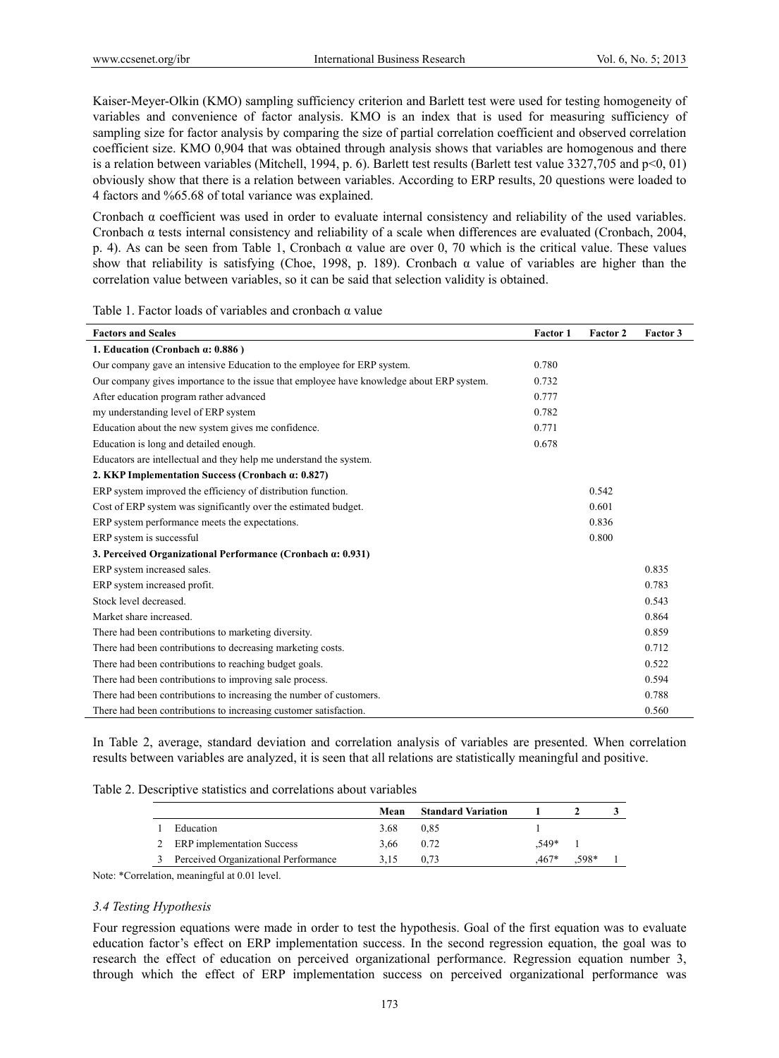Kaiser-Meyer-Olkin (KMO) sampling sufficiency criterion and Barlett test were used for testing homogeneity of variables and convenience of factor analysis. KMO is an index that is used for measuring sufficiency of sampling size for factor analysis by comparing the size of partial correlation coefficient and observed correlation coefficient size. KMO 0,904 that was obtained through analysis shows that variables are homogenous and there is a relation between variables (Mitchell, 1994, p. 6). Barlett test results (Barlett test value 3327,705 and p<0, 01) obviously show that there is a relation between variables. According to ERP results, 20 questions were loaded to 4 factors and %65.68 of total variance was explained.

Cronbach α coefficient was used in order to evaluate internal consistency and reliability of the used variables. Cronbach α tests internal consistency and reliability of a scale when differences are evaluated (Cronbach, 2004, p. 4). As can be seen from Table 1, Cronbach α value are over 0, 70 which is the critical value. These values show that reliability is satisfying (Choe, 1998, p. 189). Cronbach α value of variables are higher than the correlation value between variables, so it can be said that selection validity is obtained.

Table 1. Factor loads of variables and cronbach α value

| Factors and Scales | Factor 1 | Factor 2 | Factor 3 |
|---|---|---|---|
| **1. Education (Cronbach α: 0.886 )** | | | |
| Our company gave an intensive Education to the employee for ERP system. | 0.780 | | |
| Our company gives importance to the issue that employee have knowledge about ERP system. | 0.732 | | |
| After education program rather advanced | 0.777 | | |
| my understanding level of ERP system | 0.782 | | |
| Education about the new system gives me confidence. | 0.771 | | |
| Education is long and detailed enough. | 0.678 | | |
| Educators are intellectual and they help me understand the system. | | | |
| **2. KKP Implementation Success (Cronbach α: 0.827)** | | | |
| ERP system improved the efficiency of distribution function. | | 0.542 | |
| Cost of ERP system was significantly over the estimated budget. | | 0.601 | |
| ERP system performance meets the expectations. | | 0.836 | |
| ERP system is successful | | 0.800 | |
| **3. Perceived Organizational Performance (Cronbach α: 0.931)** | | | |
| ERP system increased sales. | | | 0.835 |
| ERP system increased profit. | | | 0.783 |
| Stock level decreased. | | | 0.543 |
| Market share increased. | | | 0.864 |
| There had been contributions to marketing diversity. | | | 0.859 |
| There had been contributions to decreasing marketing costs. | | | 0.712 |
| There had been contributions to reaching budget goals. | | | 0.522 |
| There had been contributions to improving sale process. | | | 0.594 |
| There had been contributions to increasing the number of customers. | | | 0.788 |
| There had been contributions to increasing customer satisfaction. | | | 0.560 |

In Table 2, average, standard deviation and correlation analysis of variables are presented. When correlation results between variables are analyzed, it is seen that all relations are statistically meaningful and positive.

Table 2. Descriptive statistics and correlations about variables

| | | Mean | Standard Variation | 1 | 2 | 3 |
|---|---|---|---|---|---|---|
| 1 | Education | 3.68 | 0,85 | 1 | | |
| 2 | ERP implementation Success | 3,66 | 0.72 | ,549* | 1 | |
| 3 | Perceived Organizational Performance | 3,15 | 0,73 | ,467* | ,598* | 1 |

Note: *Correlation, meaningful at 0.01 level.

### *3.4 Testing Hypothesis*

Four regression equations were made in order to test the hypothesis. Goal of the first equation was to evaluate education factor's effect on ERP implementation success. In the second regression equation, the goal was to research the effect of education on perceived organizational performance. Regression equation number 3, through which the effect of ERP implementation success on perceived organizational performance was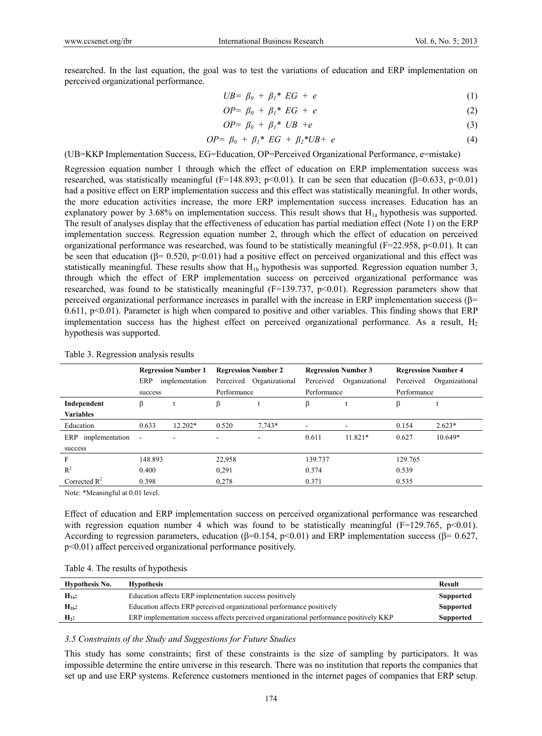researched. In the last equation, the goal was to test the variations of education and ERP implementation on perceived organizational performance.

$$UB= \beta_0 + \beta_1 * EG + e \quad (1)$$

$$OP= \beta_0 + \beta_1 * EG + e \quad (2)$$

$$OP= \beta_0 + \beta_1 * UB + e \quad (3)$$

$$OP= \beta_0 + \beta_1 * EG + \beta_2 * UB + e \quad (4)$$

(UB=KKP Implementation Success, EG=Education, OP=Perceived Organizational Performance, e=mistake)

Regression equation number 1 through which the effect of education on ERP implementation success was researched, was statistically meaningful ($F$=148.893; $p<0.01$). It can be seen that education ($\beta$=0.633, $p<0.01$) had a positive effect on ERP implementation success and this effect was statistically meaningful. In other words, the more education activities increase, the more ERP implementation success increases. Education has an explanatory power by 3.68% on implementation success. This result shows that $H_{1a}$ hypothesis was supported. The result of analyses display that the effectiveness of education has partial mediation effect (Note 1) on the ERP implementation success. Regression equation number 2, through which the effect of education on perceived organizational performance was researched, was found to be statistically meaningful ($F$=22.958, $p<0.01$). It can be seen that education ($\beta$= 0.520, $p<0.01$) had a positive effect on perceived organizational and this effect was statistically meaningful. These results show that $H_{1b}$ hypothesis was supported. Regression equation number 3, through which the effect of ERP implementation success on perceived organizational performance was researched, was found to be statistically meaningful ($F$=139.737, $p<0.01$). Regression parameters show that perceived organizational performance increases in parallel with the increase in ERP implementation success ($\beta$= 0.611, $p<0.01$). Parameter is high when compared to positive and other variables. This finding shows that ERP implementation success has the highest effect on perceived organizational performance. As a result, $H_2$ hypothesis was supported.

Table 3. Regression analysis results

| | Regression Number 1 | | Regression Number 2 | | Regression Number 3 | | Regression Number 4 | |
|---|---|---|---|---|---|---|---|---|
| | ERP implementation success | | Perceived Organizational Performance | | Perceived Organizational Performance | | Perceived Organizational Performance | |
| **Independent Variables** | β | t | β | t | β | t | β | t |
| Education | 0.633 | 12.202* | 0.520 | 7,743* | - | - | 0.154 | 2.623* |
| ERP implementation success | - | - | - | - | 0.611 | 11.821* | 0.627 | 10.649* |
| F | 148.893 | | 22,958 | | 139.737 | | 129.765 | |
| $R^2$ | 0.400 | | 0,291 | | 0.374 | | 0.539 | |
| Corrected $R^2$ | 0.398 | | 0,278 | | 0.371 | | 0.535 | |

Note: *Meaningful at 0.01 level.

Effect of education and ERP implementation success on perceived organizational performance was researched with regression equation number 4 which was found to be statistically meaningful ($F$=129.765, $p<0.01$). According to regression parameters, education ($\beta$=0.154, $p<0.01$) and ERP implementation success ($\beta$= 0.627, $p<0.01$) affect perceived organizational performance positively.

Table 4. The results of hypothesis

| Hypothesis No. | Hypothesis | Result |
|---|---|---|
| **$H_{1a}$:** | Education affects ERP implementation success positively | **Supported** |
| **$H_{1b}$:** | Education affects ERP perceived organizational performance positively | **Supported** |
| **$H_2$:** | ERP implementation success affects perceived organizational performance positively KKP | **Supported** |

### *3.5 Constraints of the Study and Suggestions for Future Studies*

This study has some constraints; first of these constraints is the size of sampling by participators. It was impossible determine the entire universe in this research. There was no institution that reports the companies that set up and use ERP systems. Reference customers mentioned in the internet pages of companies that ERP setup.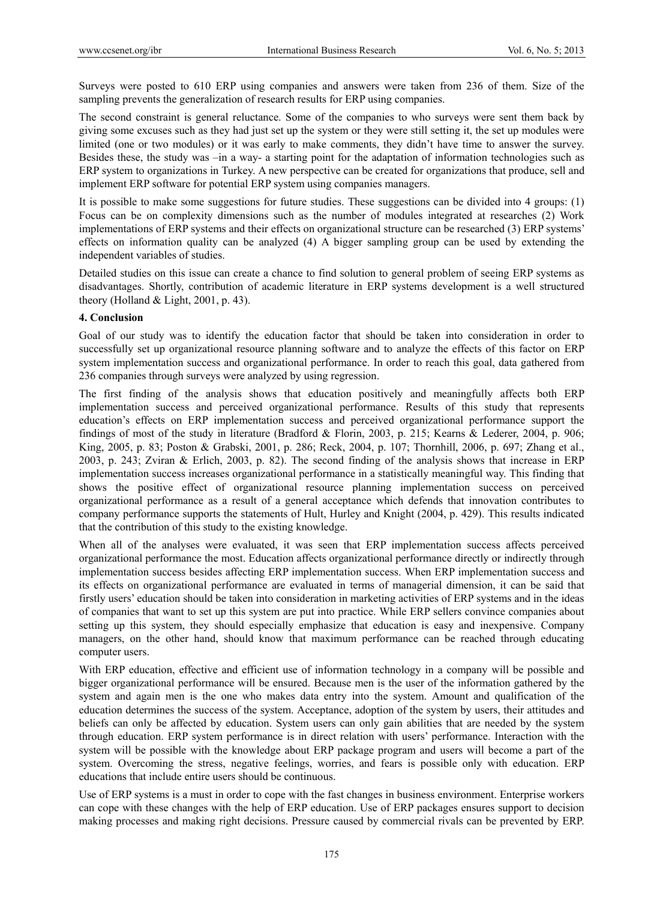Surveys were posted to 610 ERP using companies and answers were taken from 236 of them. Size of the sampling prevents the generalization of research results for ERP using companies.

The second constraint is general reluctance. Some of the companies to who surveys were sent them back by giving some excuses such as they had just set up the system or they were still setting it, the set up modules were limited (one or two modules) or it was early to make comments, they didn't have time to answer the survey. Besides these, the study was –in a way- a starting point for the adaptation of information technologies such as ERP system to organizations in Turkey. A new perspective can be created for organizations that produce, sell and implement ERP software for potential ERP system using companies managers.

It is possible to make some suggestions for future studies. These suggestions can be divided into 4 groups: (1) Focus can be on complexity dimensions such as the number of modules integrated at researches (2) Work implementations of ERP systems and their effects on organizational structure can be researched (3) ERP systems' effects on information quality can be analyzed (4) A bigger sampling group can be used by extending the independent variables of studies.

Detailed studies on this issue can create a chance to find solution to general problem of seeing ERP systems as disadvantages. Shortly, contribution of academic literature in ERP systems development is a well structured theory (Holland & Light, 2001, p. 43).

## 4. Conclusion

Goal of our study was to identify the education factor that should be taken into consideration in order to successfully set up organizational resource planning software and to analyze the effects of this factor on ERP system implementation success and organizational performance. In order to reach this goal, data gathered from 236 companies through surveys were analyzed by using regression.

The first finding of the analysis shows that education positively and meaningfully affects both ERP implementation success and perceived organizational performance. Results of this study that represents education's effects on ERP implementation success and perceived organizational performance support the findings of most of the study in literature (Bradford & Florin, 2003, p. 215; Kearns & Lederer, 2004, p. 906; King, 2005, p. 83; Poston & Grabski, 2001, p. 286; Reck, 2004, p. 107; Thornhill, 2006, p. 697; Zhang et al., 2003, p. 243; Zviran & Erlich, 2003, p. 82). The second finding of the analysis shows that increase in ERP implementation success increases organizational performance in a statistically meaningful way. This finding that shows the positive effect of organizational resource planning implementation success on perceived organizational performance as a result of a general acceptance which defends that innovation contributes to company performance supports the statements of Hult, Hurley and Knight (2004, p. 429). This results indicated that the contribution of this study to the existing knowledge.

When all of the analyses were evaluated, it was seen that ERP implementation success affects perceived organizational performance the most. Education affects organizational performance directly or indirectly through implementation success besides affecting ERP implementation success. When ERP implementation success and its effects on organizational performance are evaluated in terms of managerial dimension, it can be said that firstly users' education should be taken into consideration in marketing activities of ERP systems and in the ideas of companies that want to set up this system are put into practice. While ERP sellers convince companies about setting up this system, they should especially emphasize that education is easy and inexpensive. Company managers, on the other hand, should know that maximum performance can be reached through educating computer users.

With ERP education, effective and efficient use of information technology in a company will be possible and bigger organizational performance will be ensured. Because men is the user of the information gathered by the system and again men is the one who makes data entry into the system. Amount and qualification of the education determines the success of the system. Acceptance, adoption of the system by users, their attitudes and beliefs can only be affected by education. System users can only gain abilities that are needed by the system through education. ERP system performance is in direct relation with users' performance. Interaction with the system will be possible with the knowledge about ERP package program and users will become a part of the system. Overcoming the stress, negative feelings, worries, and fears is possible only with education. ERP educations that include entire users should be continuous.

Use of ERP systems is a must in order to cope with the fast changes in business environment. Enterprise workers can cope with these changes with the help of ERP education. Use of ERP packages ensures support to decision making processes and making right decisions. Pressure caused by commercial rivals can be prevented by ERP.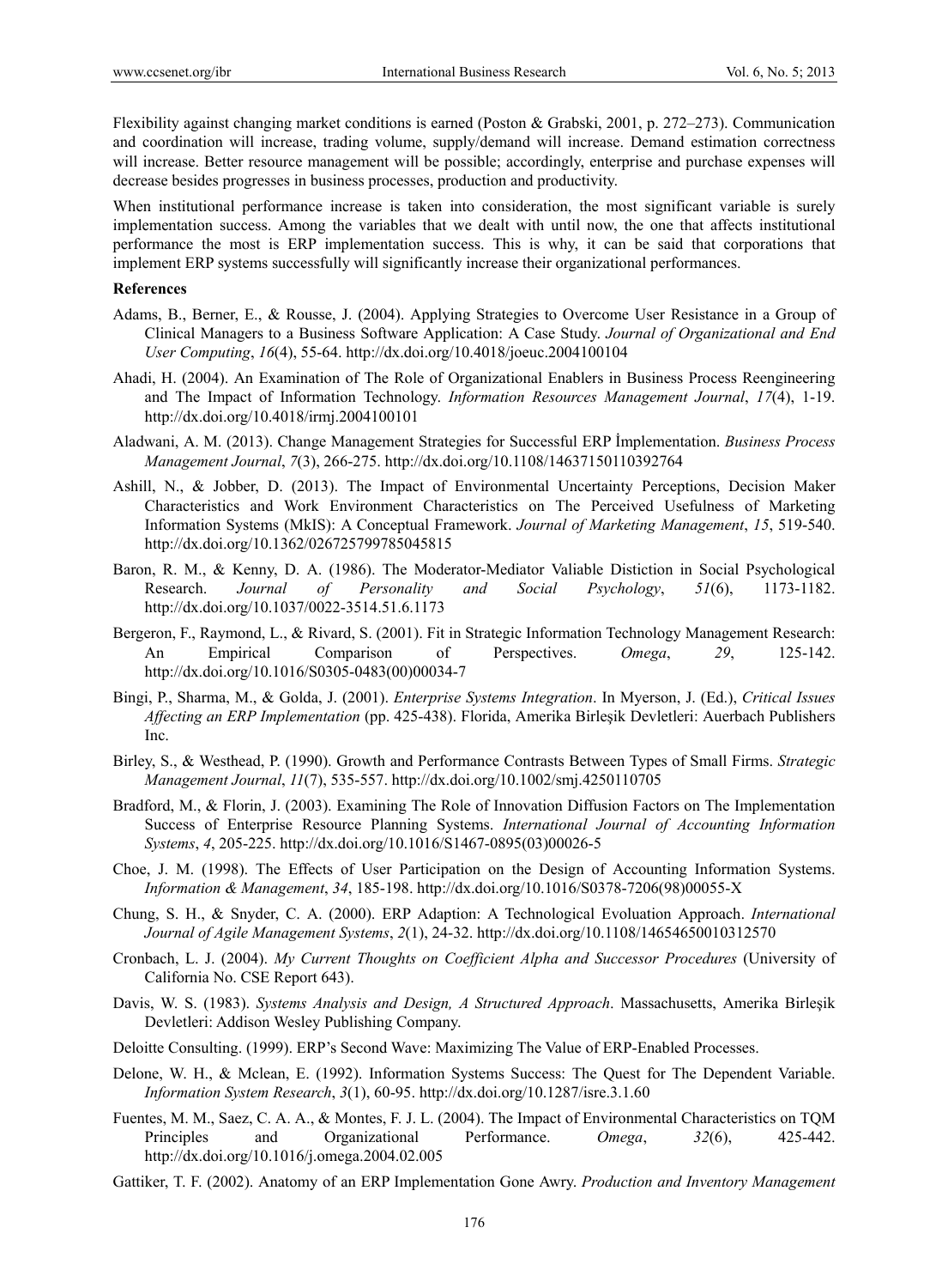Flexibility against changing market conditions is earned (Poston & Grabski, 2001, p. 272–273). Communication and coordination will increase, trading volume, supply/demand will increase. Demand estimation correctness will increase. Better resource management will be possible; accordingly, enterprise and purchase expenses will decrease besides progresses in business processes, production and productivity.

When institutional performance increase is taken into consideration, the most significant variable is surely implementation success. Among the variables that we dealt with until now, the one that affects institutional performance the most is ERP implementation success. This is why, it can be said that corporations that implement ERP systems successfully will significantly increase their organizational performances.

**References**

Adams, B., Berner, E., & Rousse, J. (2004). Applying Strategies to Overcome User Resistance in a Group of Clinical Managers to a Business Software Application: A Case Study. *Journal of Organizational and End User Computing*, *16*(4), 55-64. http://dx.doi.org/10.4018/joeuc.2004100104

Ahadi, H. (2004). An Examination of The Role of Organizational Enablers in Business Process Reengineering and The Impact of Information Technology. *Information Resources Management Journal*, *17*(4), 1-19. http://dx.doi.org/10.4018/irmj.2004100101

Aladwani, A. M. (2013). Change Management Strategies for Successful ERP İmplementation. *Business Process Management Journal*, *7*(3), 266-275. http://dx.doi.org/10.1108/14637150110392764

Ashill, N., & Jobber, D. (2013). The Impact of Environmental Uncertainty Perceptions, Decision Maker Characteristics and Work Environment Characteristics on The Perceived Usefulness of Marketing Information Systems (MkIS): A Conceptual Framework. *Journal of Marketing Management*, *15*, 519-540. http://dx.doi.org/10.1362/026725799785045815

Baron, R. M., & Kenny, D. A. (1986). The Moderator-Mediator Valiable Distiction in Social Psychological Research. *Journal of Personality and Social Psychology*, *51*(6), 1173-1182. http://dx.doi.org/10.1037/0022-3514.51.6.1173

Bergeron, F., Raymond, L., & Rivard, S. (2001). Fit in Strategic Information Technology Management Research: An Empirical Comparison of Perspectives. *Omega*, *29*, 125-142. http://dx.doi.org/10.1016/S0305-0483(00)00034-7

Bingi, P., Sharma, M., & Golda, J. (2001). *Enterprise Systems Integration*. In Myerson, J. (Ed.), *Critical Issues Affecting an ERP Implementation* (pp. 425-438). Florida, Amerika Birleşik Devletleri: Auerbach Publishers Inc.

Birley, S., & Westhead, P. (1990). Growth and Performance Contrasts Between Types of Small Firms. *Strategic Management Journal*, *11*(7), 535-557. http://dx.doi.org/10.1002/smj.4250110705

Bradford, M., & Florin, J. (2003). Examining The Role of Innovation Diffusion Factors on The Implementation Success of Enterprise Resource Planning Systems. *International Journal of Accounting Information Systems*, *4*, 205-225. http://dx.doi.org/10.1016/S1467-0895(03)00026-5

Choe, J. M. (1998). The Effects of User Participation on the Design of Accounting Information Systems. *Information & Management*, *34*, 185-198. http://dx.doi.org/10.1016/S0378-7206(98)00055-X

Chung, S. H., & Snyder, C. A. (2000). ERP Adaption: A Technological Evoluation Approach. *International Journal of Agile Management Systems*, *2*(1), 24-32. http://dx.doi.org/10.1108/14654650010312570

Cronbach, L. J. (2004). *My Current Thoughts on Coefficient Alpha and Successor Procedures* (University of California No. CSE Report 643).

Davis, W. S. (1983). *Systems Analysis and Design, A Structured Approach*. Massachusetts, Amerika Birleşik Devletleri: Addison Wesley Publishing Company.

Deloitte Consulting. (1999). ERP's Second Wave: Maximizing The Value of ERP-Enabled Processes.

Delone, W. H., & Mclean, E. (1992). Information Systems Success: The Quest for The Dependent Variable. *Information System Research*, *3*(1), 60-95. http://dx.doi.org/10.1287/isre.3.1.60

Fuentes, M. M., Saez, C. A. A., & Montes, F. J. L. (2004). The Impact of Environmental Characteristics on TQM Principles and Organizational Performance. *Omega*, *32*(6), 425-442. http://dx.doi.org/10.1016/j.omega.2004.02.005

Gattiker, T. F. (2002). Anatomy of an ERP Implementation Gone Awry. *Production and Inventory Management*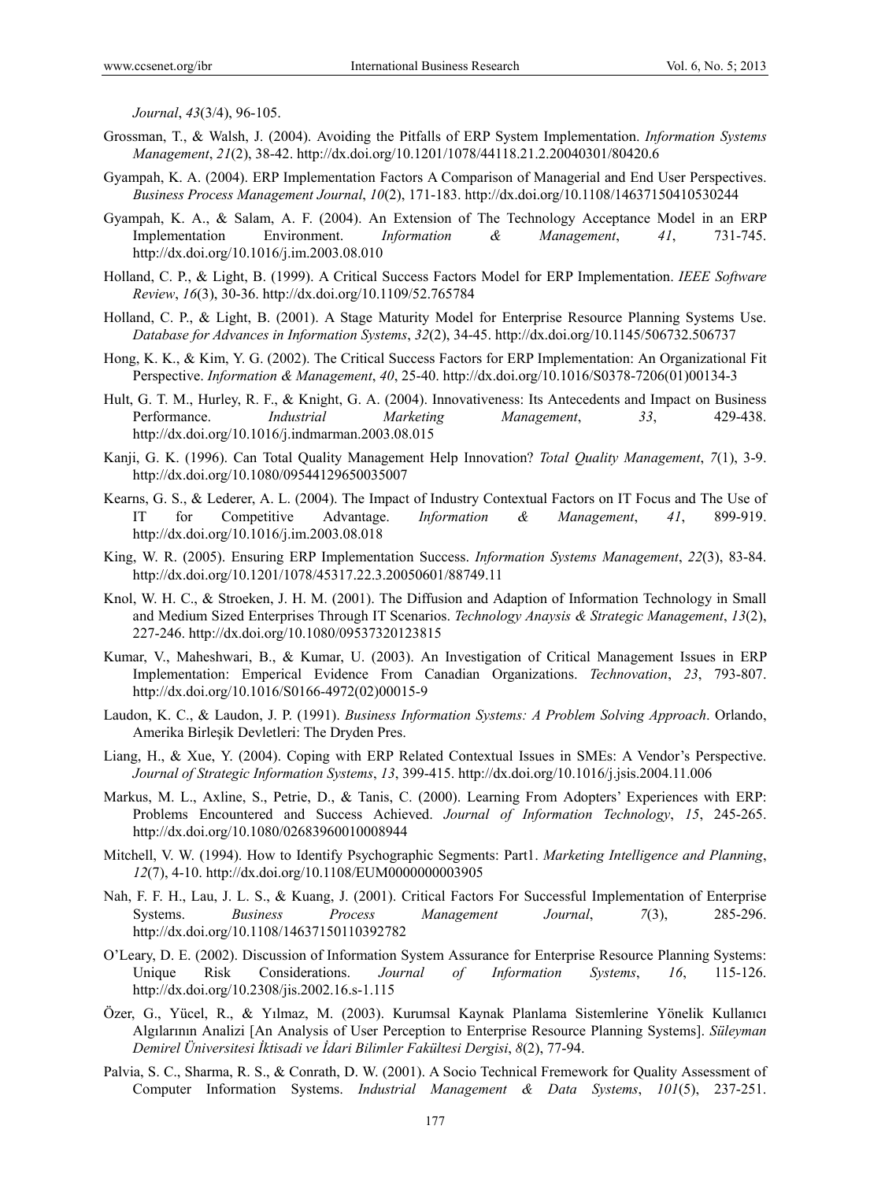*Journal*, *43*(3/4), 96-105.

Grossman, T., & Walsh, J. (2004). Avoiding the Pitfalls of ERP System Implementation. *Information Systems Management*, *21*(2), 38-42. http://dx.doi.org/10.1201/1078/44118.21.2.20040301/80420.6

Gyampah, K. A. (2004). ERP Implementation Factors A Comparison of Managerial and End User Perspectives. *Business Process Management Journal*, *10*(2), 171-183. http://dx.doi.org/10.1108/14637150410530244

Gyampah, K. A., & Salam, A. F. (2004). An Extension of The Technology Acceptance Model in an ERP Implementation Environment. *Information & Management*, *41*, 731-745. http://dx.doi.org/10.1016/j.im.2003.08.010

Holland, C. P., & Light, B. (1999). A Critical Success Factors Model for ERP Implementation. *IEEE Software Review*, *16*(3), 30-36. http://dx.doi.org/10.1109/52.765784

Holland, C. P., & Light, B. (2001). A Stage Maturity Model for Enterprise Resource Planning Systems Use. *Database for Advances in Information Systems*, *32*(2), 34-45. http://dx.doi.org/10.1145/506732.506737

Hong, K. K., & Kim, Y. G. (2002). The Critical Success Factors for ERP Implementation: An Organizational Fit Perspective. *Information & Management*, *40*, 25-40. http://dx.doi.org/10.1016/S0378-7206(01)00134-3

Hult, G. T. M., Hurley, R. F., & Knight, G. A. (2004). Innovativeness: Its Antecedents and Impact on Business Performance. *Industrial Marketing Management*, *33*, 429-438. http://dx.doi.org/10.1016/j.indmarman.2003.08.015

Kanji, G. K. (1996). Can Total Quality Management Help Innovation? *Total Quality Management*, *7*(1), 3-9. http://dx.doi.org/10.1080/09544129650035007

Kearns, G. S., & Lederer, A. L. (2004). The Impact of Industry Contextual Factors on IT Focus and The Use of IT for Competitive Advantage. *Information & Management*, *41*, 899-919. http://dx.doi.org/10.1016/j.im.2003.08.018

King, W. R. (2005). Ensuring ERP Implementation Success. *Information Systems Management*, *22*(3), 83-84. http://dx.doi.org/10.1201/1078/45317.22.3.20050601/88749.11

Knol, W. H. C., & Stroeken, J. H. M. (2001). The Diffusion and Adaption of Information Technology in Small and Medium Sized Enterprises Through IT Scenarios. *Technology Anaysis & Strategic Management*, *13*(2), 227-246. http://dx.doi.org/10.1080/09537320123815

Kumar, V., Maheshwari, B., & Kumar, U. (2003). An Investigation of Critical Management Issues in ERP Implementation: Emperical Evidence From Canadian Organizations. *Technovation*, *23*, 793-807. http://dx.doi.org/10.1016/S0166-4972(02)00015-9

Laudon, K. C., & Laudon, J. P. (1991). *Business Information Systems: A Problem Solving Approach*. Orlando, Amerika Birleşik Devletleri: The Dryden Pres.

Liang, H., & Xue, Y. (2004). Coping with ERP Related Contextual Issues in SMEs: A Vendor's Perspective. *Journal of Strategic Information Systems*, *13*, 399-415. http://dx.doi.org/10.1016/j.jsis.2004.11.006

Markus, M. L., Axline, S., Petrie, D., & Tanis, C. (2000). Learning From Adopters' Experiences with ERP: Problems Encountered and Success Achieved. *Journal of Information Technology*, *15*, 245-265. http://dx.doi.org/10.1080/02683960010008944

Mitchell, V. W. (1994). How to Identify Psychographic Segments: Part1. *Marketing Intelligence and Planning*, *12*(7), 4-10. http://dx.doi.org/10.1108/EUM0000000003905

Nah, F. F. H., Lau, J. L. S., & Kuang, J. (2001). Critical Factors For Successful Implementation of Enterprise Systems. *Business Process Management Journal*, *7*(3), 285-296. http://dx.doi.org/10.1108/14637150110392782

O'Leary, D. E. (2002). Discussion of Information System Assurance for Enterprise Resource Planning Systems: Unique Risk Considerations. *Journal of Information Systems*, *16*, 115-126. http://dx.doi.org/10.2308/jis.2002.16.s-1.115

Özer, G., Yücel, R., & Yılmaz, M. (2003). Kurumsal Kaynak Planlama Sistemlerine Yönelik Kullanıcı Algılarının Analizi [An Analysis of User Perception to Enterprise Resource Planning Systems]. *Süleyman Demirel Üniversitesi İktisadi ve İdari Bilimler Fakültesi Dergisi*, *8*(2), 77-94.

Palvia, S. C., Sharma, R. S., & Conrath, D. W. (2001). A Socio Technical Fremework for Quality Assessment of Computer Information Systems. *Industrial Management & Data Systems*, *101*(5), 237-251.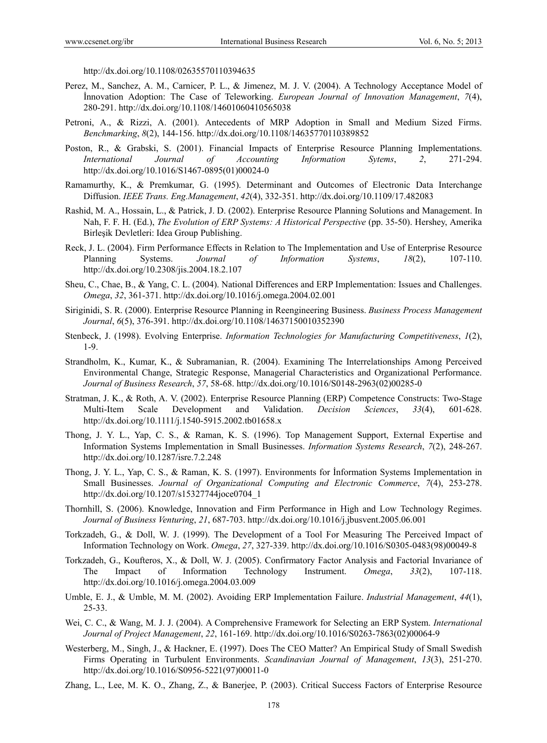http://dx.doi.org/10.1108/02635570110394635

Perez, M., Sanchez, A. M., Carnicer, P. L., & Jimenez, M. J. V. (2004). A Technology Acceptance Model of İnnovation Adoption: The Case of Teleworking. *European Journal of Innovation Management*, *7*(4), 280-291. http://dx.doi.org/10.1108/14601060410565038

Petroni, A., & Rizzi, A. (2001). Antecedents of MRP Adoption in Small and Medium Sized Firms. *Benchmarking*, *8*(2), 144-156. http://dx.doi.org/10.1108/14635770110389852

Poston, R., & Grabski, S. (2001). Financial Impacts of Enterprise Resource Planning Implementations. *International Journal of Accounting Information Sytems*, *2*, 271-294. http://dx.doi.org/10.1016/S1467-0895(01)00024-0

Ramamurthy, K., & Premkumar, G. (1995). Determinant and Outcomes of Electronic Data Interchange Diffusion. *IEEE Trans. Eng.Management*, *42*(4), 332-351. http://dx.doi.org/10.1109/17.482083

Rashid, M. A., Hossain, L., & Patrick, J. D. (2002). Enterprise Resource Planning Solutions and Management. In Nah, F. F. H. (Ed.), *The Evolution of ERP Systems: A Historical Perspective* (pp. 35-50). Hershey, Amerika Birleşik Devletleri: Idea Group Publishing.

Reck, J. L. (2004). Firm Performance Effects in Relation to The Implementation and Use of Enterprise Resource Planning Systems. *Journal of Information Systems*, *18*(2), 107-110. http://dx.doi.org/10.2308/jis.2004.18.2.107

Sheu, C., Chae, B., & Yang, C. L. (2004). National Differences and ERP Implementation: Issues and Challenges. *Omega*, *32*, 361-371. http://dx.doi.org/10.1016/j.omega.2004.02.001

Siriginidi, S. R. (2000). Enterprise Resource Planning in Reengineering Business. *Business Process Management Journal*, *6*(5), 376-391. http://dx.doi.org/10.1108/14637150010352390

Stenbeck, J. (1998). Evolving Enterprise. *Information Technologies for Manufacturing Competitiveness*, *1*(2), 1-9.

Strandholm, K., Kumar, K., & Subramanian, R. (2004). Examining The Interrelationships Among Perceived Environmental Change, Strategic Response, Managerial Characteristics and Organizational Performance. *Journal of Business Research*, *57*, 58-68. http://dx.doi.org/10.1016/S0148-2963(02)00285-0

Stratman, J. K., & Roth, A. V. (2002). Enterprise Resource Planning (ERP) Competence Constructs: Two-Stage Multi-Item Scale Development and Validation. *Decision Sciences*, *33*(4), 601-628. http://dx.doi.org/10.1111/j.1540-5915.2002.tb01658.x

Thong, J. Y. L., Yap, C. S., & Raman, K. S. (1996). Top Management Support, External Expertise and Information Systems Implementation in Small Businesses. *Information Systems Research*, *7*(2), 248-267. http://dx.doi.org/10.1287/isre.7.2.248

Thong, J. Y. L., Yap, C. S., & Raman, K. S. (1997). Environments for İnformation Systems Implementation in Small Businesses. *Journal of Organizational Computing and Electronic Commerce*, *7*(4), 253-278. http://dx.doi.org/10.1207/s15327744joce0704_1

Thornhill, S. (2006). Knowledge, Innovation and Firm Performance in High and Low Technology Regimes. *Journal of Business Venturing*, *21*, 687-703. http://dx.doi.org/10.1016/j.jbusvent.2005.06.001

Torkzadeh, G., & Doll, W. J. (1999). The Development of a Tool For Measuring The Perceived Impact of Information Technology on Work. *Omega*, *27*, 327-339. http://dx.doi.org/10.1016/S0305-0483(98)00049-8

Torkzadeh, G., Koufteros, X., & Doll, W. J. (2005). Confirmatory Factor Analysis and Factorial Invariance of The Impact of Information Technology Instrument. *Omega*, *33*(2), 107-118. http://dx.doi.org/10.1016/j.omega.2004.03.009

Umble, E. J., & Umble, M. M. (2002). Avoiding ERP Implementation Failure. *Industrial Management*, *44*(1), 25-33.

Wei, C. C., & Wang, M. J. J. (2004). A Comprehensive Framework for Selecting an ERP System. *International Journal of Project Management*, *22*, 161-169. http://dx.doi.org/10.1016/S0263-7863(02)00064-9

Westerberg, M., Singh, J., & Hackner, E. (1997). Does The CEO Matter? An Empirical Study of Small Swedish Firms Operating in Turbulent Environments. *Scandinavian Journal of Management*, *13*(3), 251-270. http://dx.doi.org/10.1016/S0956-5221(97)00011-0

Zhang, L., Lee, M. K. O., Zhang, Z., & Banerjee, P. (2003). Critical Success Factors of Enterprise Resource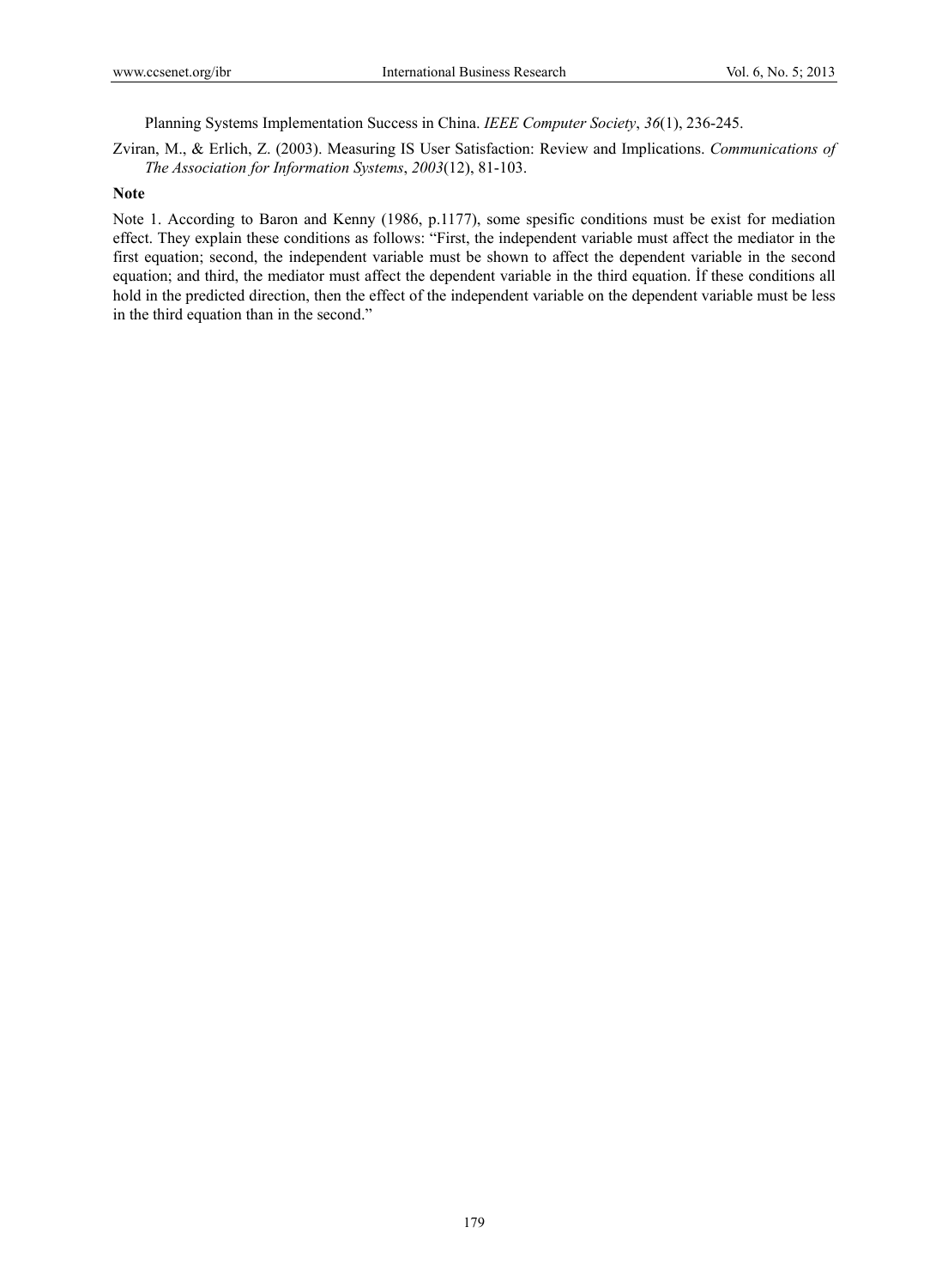Planning Systems Implementation Success in China. *IEEE Computer Society*, *36*(1), 236-245.

Zviran, M., & Erlich, Z. (2003). Measuring IS User Satisfaction: Review and Implications. *Communications of The Association for Information Systems*, *2003*(12), 81-103.

**Note**

Note 1. According to Baron and Kenny (1986, p.1177), some spesific conditions must be exist for mediation effect. They explain these conditions as follows: "First, the independent variable must affect the mediator in the first equation; second, the independent variable must be shown to affect the dependent variable in the second equation; and third, the mediator must affect the dependent variable in the third equation. İf these conditions all hold in the predicted direction, then the effect of the independent variable on the dependent variable must be less in the third equation than in the second."